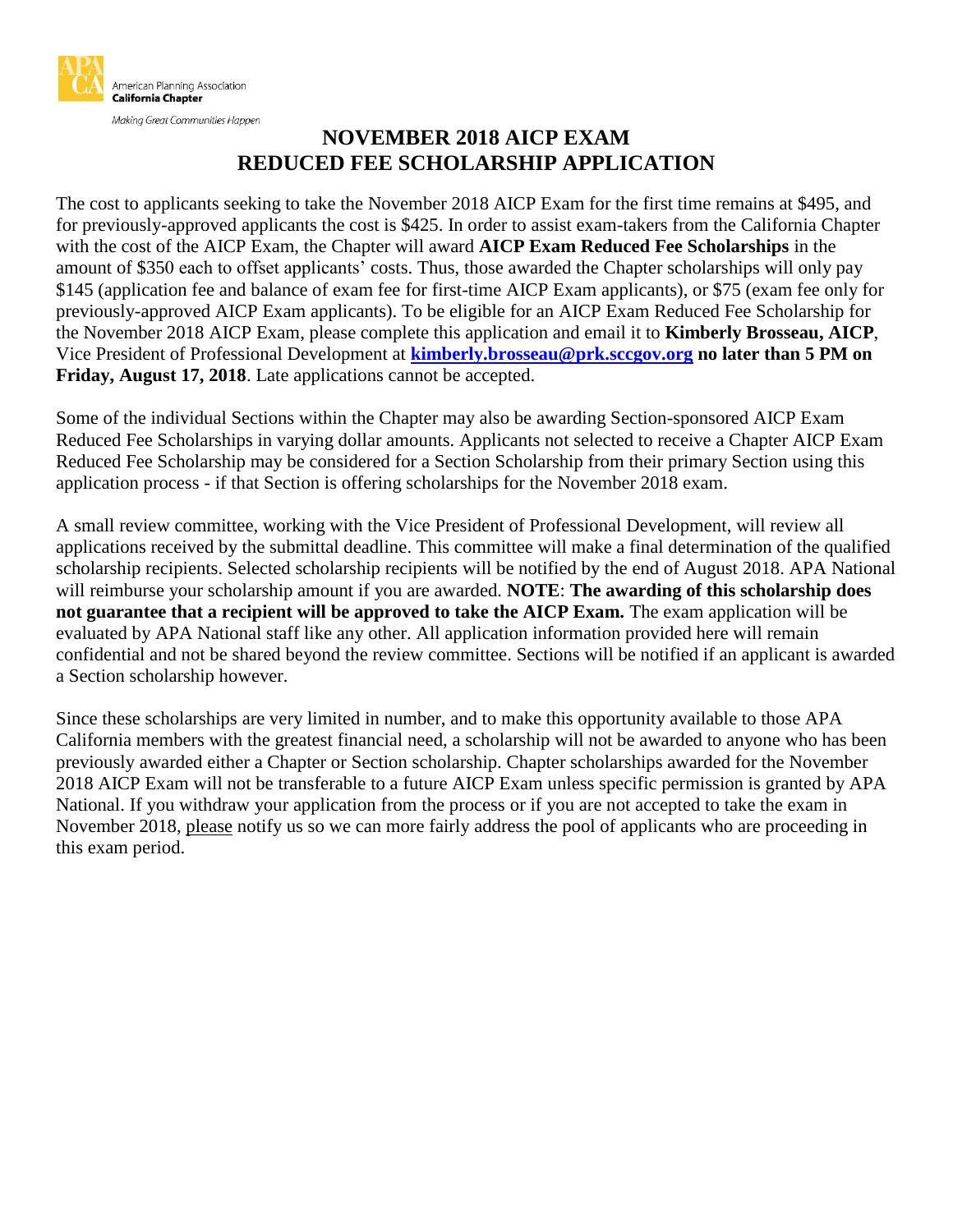American Planning Association
**California Chapter**

*Making Great Communities Happen*

# NOVEMBER 2018 AICP EXAM REDUCED FEE SCHOLARSHIP APPLICATION

The cost to applicants seeking to take the November 2018 AICP Exam for the first time remains at $495, and for previously-approved applicants the cost is $425. In order to assist exam-takers from the California Chapter with the cost of the AICP Exam, the Chapter will award **AICP Exam Reduced Fee Scholarships** in the amount of $350 each to offset applicants' costs. Thus, those awarded the Chapter scholarships will only pay $145 (application fee and balance of exam fee for first-time AICP Exam applicants), or $75 (exam fee only for previously-approved AICP Exam applicants). To be eligible for an AICP Exam Reduced Fee Scholarship for the November 2018 AICP Exam, please complete this application and email it to **Kimberly Brosseau, AICP**, Vice President of Professional Development at **kimberly.brosseau@prk.sccgov.org** **no later than 5 PM on Friday, August 17, 2018**. Late applications cannot be accepted.

Some of the individual Sections within the Chapter may also be awarding Section-sponsored AICP Exam Reduced Fee Scholarships in varying dollar amounts. Applicants not selected to receive a Chapter AICP Exam Reduced Fee Scholarship may be considered for a Section Scholarship from their primary Section using this application process - if that Section is offering scholarships for the November 2018 exam.

A small review committee, working with the Vice President of Professional Development, will review all applications received by the submittal deadline. This committee will make a final determination of the qualified scholarship recipients. Selected scholarship recipients will be notified by the end of August 2018. APA National will reimburse your scholarship amount if you are awarded. **NOTE**: **The awarding of this scholarship does not guarantee that a recipient will be approved to take the AICP Exam.** The exam application will be evaluated by APA National staff like any other. All application information provided here will remain confidential and not be shared beyond the review committee. Sections will be notified if an applicant is awarded a Section scholarship however.

Since these scholarships are very limited in number, and to make this opportunity available to those APA California members with the greatest financial need, a scholarship will not be awarded to anyone who has been previously awarded either a Chapter or Section scholarship. Chapter scholarships awarded for the November 2018 AICP Exam will not be transferable to a future AICP Exam unless specific permission is granted by APA National. If you withdraw your application from the process or if you are not accepted to take the exam in November 2018, please notify us so we can more fairly address the pool of applicants who are proceeding in this exam period.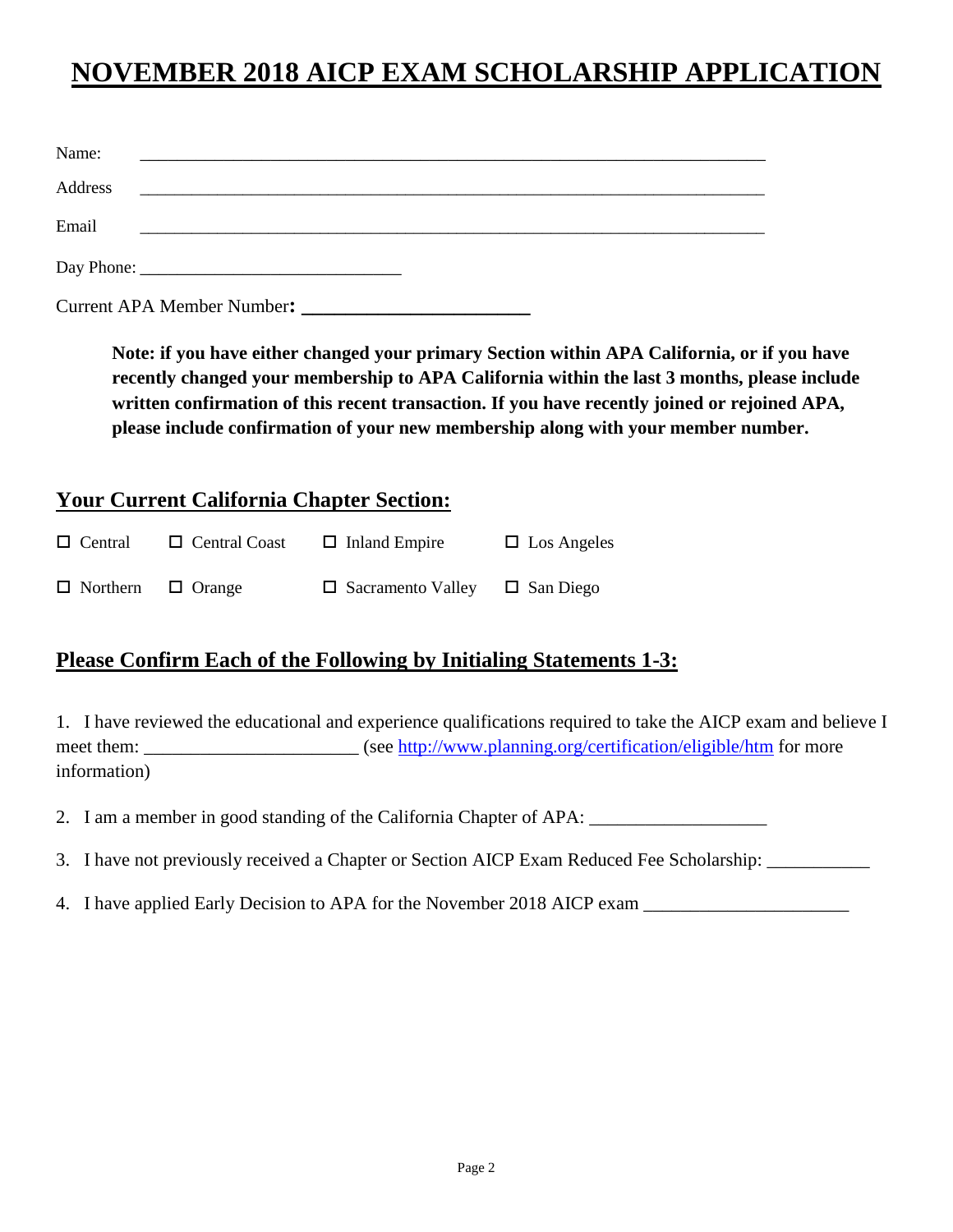# NOVEMBER 2018 AICP EXAM SCHOLARSHIP APPLICATION

Name: ______________________________________________________________________

Address ______________________________________________________________________

Email ______________________________________________________________________

Day Phone: _____________________________

Current APA Member Number**:** ________________________

**Note: if you have either changed your primary Section within APA California, or if you have recently changed your membership to APA California within the last 3 months, please include written confirmation of this recent transaction. If you have recently joined or rejoined APA, please include confirmation of your new membership along with your member number.**

## Your Current California Chapter Section:

- ☐ Central
- ☐ Central Coast
- ☐ Inland Empire
- ☐ Los Angeles
- ☐ Northern
- ☐ Orange
- ☐ Sacramento Valley
- ☐ San Diego

## Please Confirm Each of the Following by Initialing Statements 1-3:

1. I have reviewed the educational and experience qualifications required to take the AICP exam and believe I meet them: ______________________ (see http://www.planning.org/certification/eligible/htm for more information)

2. I am a member in good standing of the California Chapter of APA: __________________

3. I have not previously received a Chapter or Section AICP Exam Reduced Fee Scholarship: ___________

4. I have applied Early Decision to APA for the November 2018 AICP exam _____________________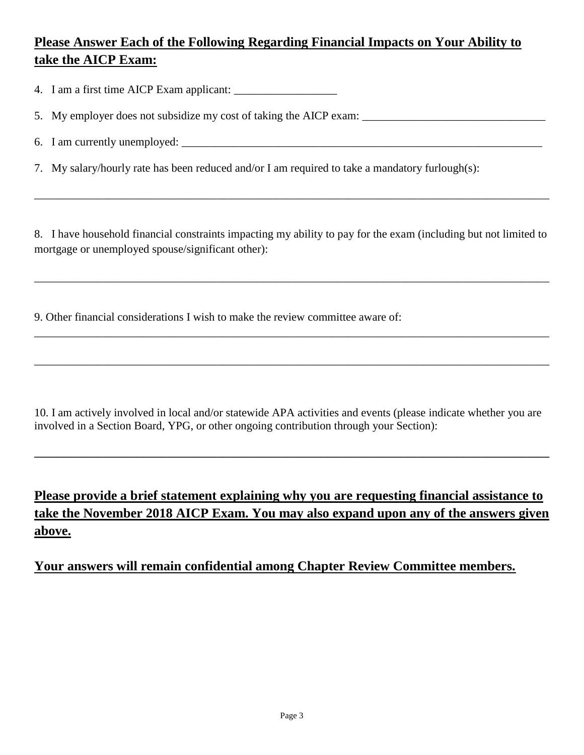**Please Answer Each of the Following Regarding Financial Impacts on Your Ability to take the AICP Exam:**

4. I am a first time AICP Exam applicant: __________________

5. My employer does not subsidize my cost of taking the AICP exam: ________________________________

6. I am currently unemployed: ________________________________________________________________

7. My salary/hourly rate has been reduced and/or I am required to take a mandatory furlough(s):

_____________________________________________________________________________________

8. I have household financial constraints impacting my ability to pay for the exam (including but not limited to mortgage or unemployed spouse/significant other):

_____________________________________________________________________________________

9. Other financial considerations I wish to make the review committee aware of:

_____________________________________________________________________________________

_____________________________________________________________________________________

10. I am actively involved in local and/or statewide APA activities and events (please indicate whether you are involved in a Section Board, YPG, or other ongoing contribution through your Section):

_____________________________________________________________________________________

**Please provide a brief statement explaining why you are requesting financial assistance to take the November 2018 AICP Exam. You may also expand upon any of the answers given above.**

**Your answers will remain confidential among Chapter Review Committee members.**